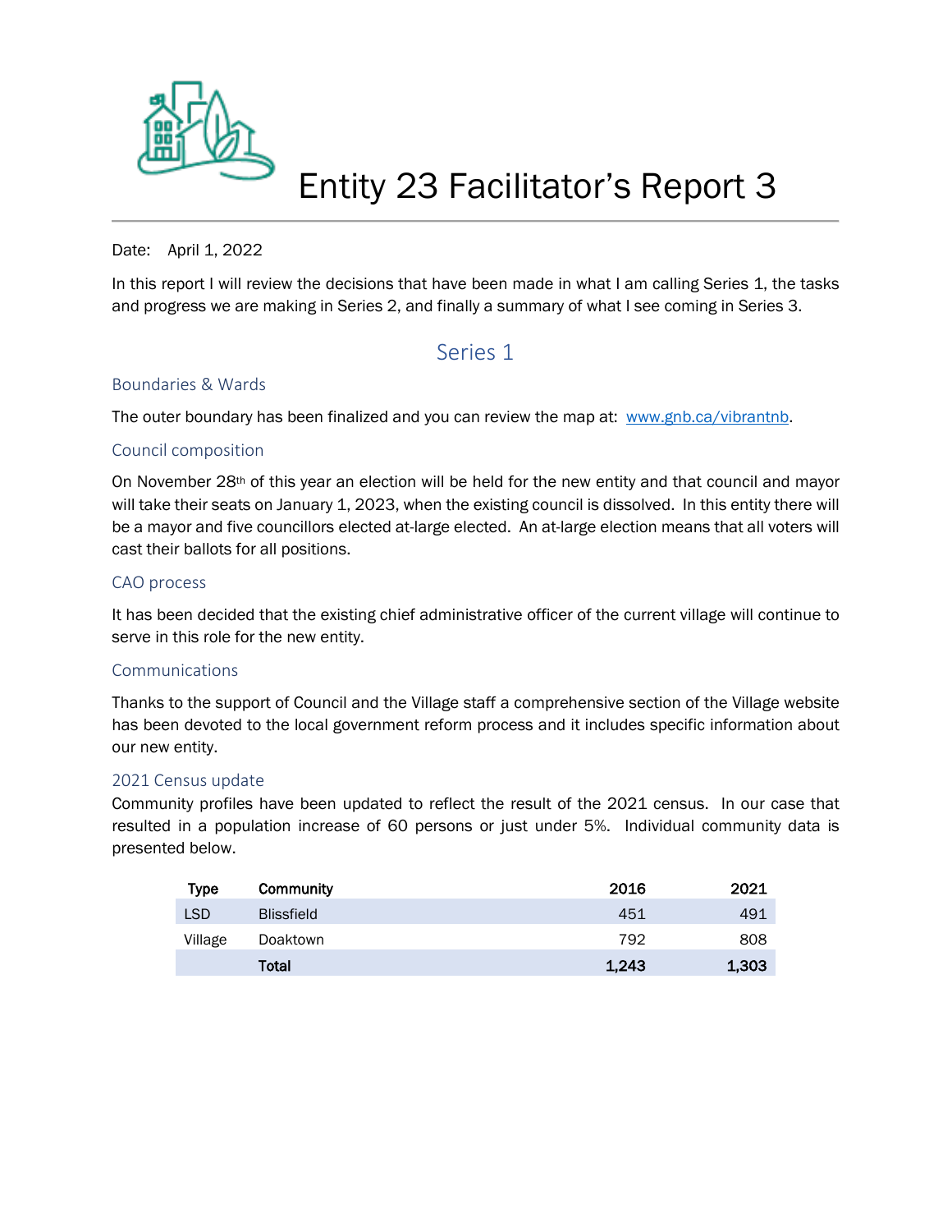# Entity 23 Facilitator's Report 3

Date: April 1, 2022

In this report I will review the decisions that have been made in what I am calling Series 1, the tasks and progress we are making in Series 2, and finally a summary of what I see coming in Series 3.

## Series 1

### Boundaries & Wards

The outer boundary has been finalized and you can review the map at: [www.gnb.ca/vibrantnb](www.gnb.ca/vibrantnb).

### Council composition

On November 28th of this year an election will be held for the new entity and that council and mayor will take their seats on January 1, 2023, when the existing council is dissolved. In this entity there will be a mayor and five councillors elected at-large elected. An at-large election means that all voters will cast their ballots for all positions.

### CAO process

It has been decided that the existing chief administrative officer of the current village will continue to serve in this role for the new entity.

### Communications

Thanks to the support of Council and the Village staff a comprehensive section of the Village website has been devoted to the local government reform process and it includes specific information about our new entity.

### 2021 Census update

Community profiles have been updated to reflect the result of the 2021 census. In our case that resulted in a population increase of 60 persons or just under 5%. Individual community data is presented below.

| Type | Community | 2016 | 2021 |
|---|---|---|---|
| LSD | Blissfield | 451 | 491 |
| Village | Doaktown | 792 | 808 |
| | **Total** | **1,243** | **1,303** |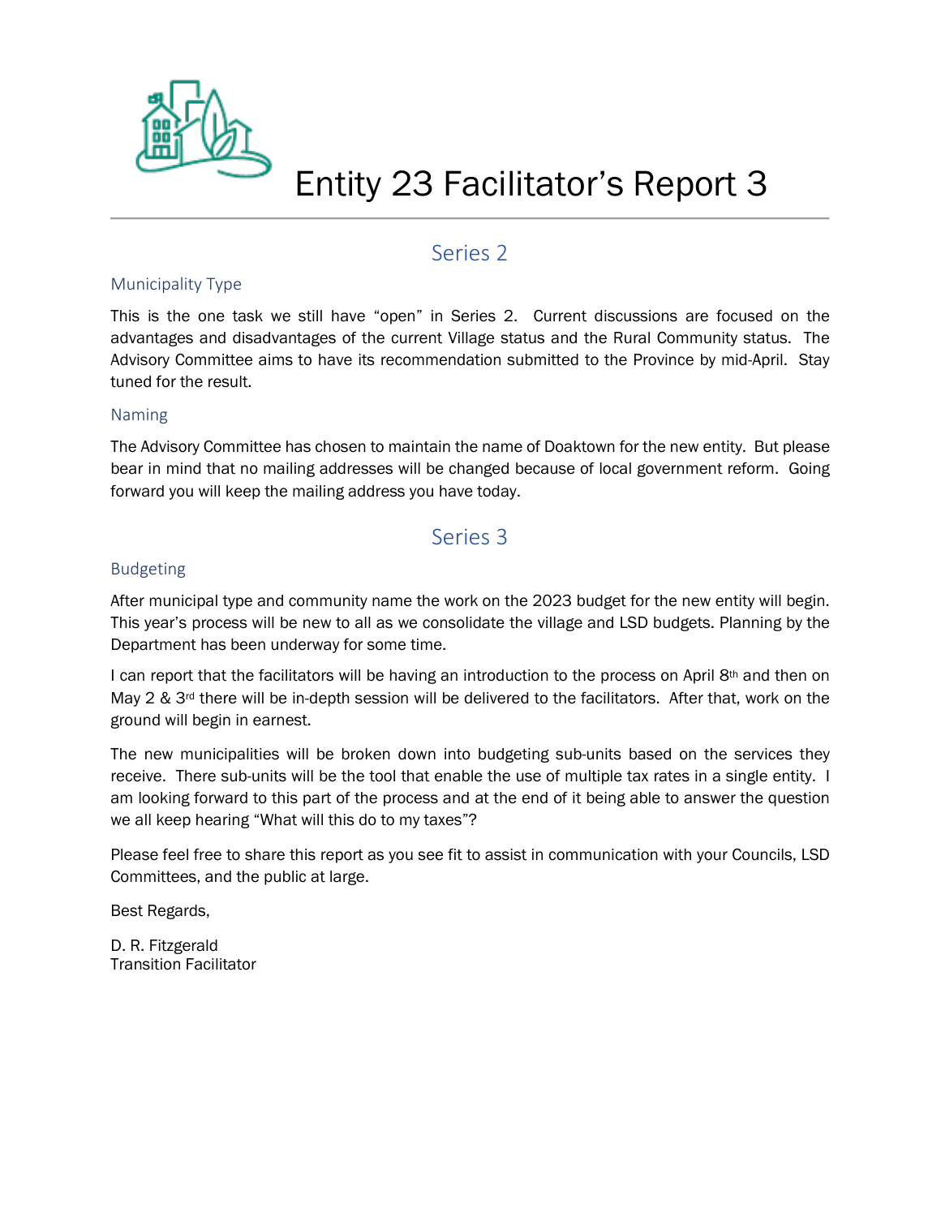# Entity 23 Facilitator's Report 3

## Series 2

### Municipality Type

This is the one task we still have "open" in Series 2. Current discussions are focused on the advantages and disadvantages of the current Village status and the Rural Community status. The Advisory Committee aims to have its recommendation submitted to the Province by mid-April. Stay tuned for the result.

### Naming

The Advisory Committee has chosen to maintain the name of Doaktown for the new entity. But please bear in mind that no mailing addresses will be changed because of local government reform. Going forward you will keep the mailing address you have today.

## Series 3

### Budgeting

After municipal type and community name the work on the 2023 budget for the new entity will begin. This year's process will be new to all as we consolidate the village and LSD budgets. Planning by the Department has been underway for some time.

I can report that the facilitators will be having an introduction to the process on April 8th and then on May 2 & 3rd there will be in-depth session will be delivered to the facilitators. After that, work on the ground will begin in earnest.

The new municipalities will be broken down into budgeting sub-units based on the services they receive. There sub-units will be the tool that enable the use of multiple tax rates in a single entity. I am looking forward to this part of the process and at the end of it being able to answer the question we all keep hearing "What will this do to my taxes"?

Please feel free to share this report as you see fit to assist in communication with your Councils, LSD Committees, and the public at large.

Best Regards,

D. R. Fitzgerald
Transition Facilitator